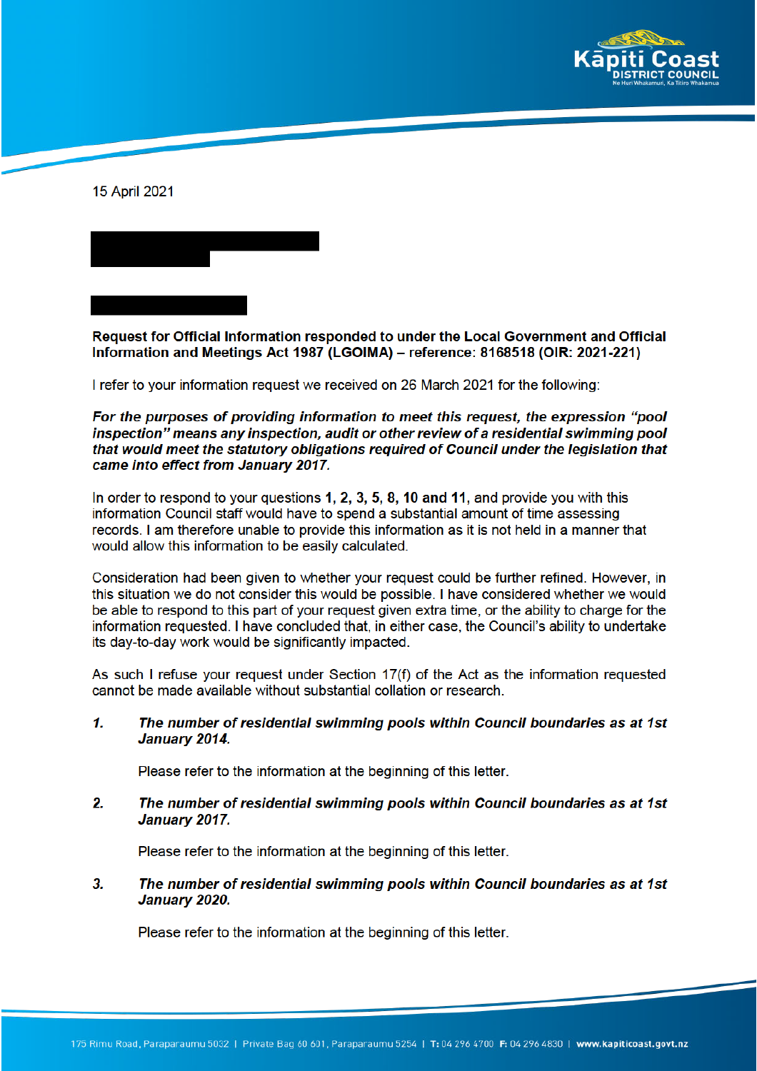15 April 2021

**Request for Official Information responded to under the Local Government and Official Information and Meetings Act 1987 (LGOIMA) – reference: 8168518 (OIR: 2021-221)**

I refer to your information request we received on 26 March 2021 for the following:

***For the purposes of providing information to meet this request, the expression "pool inspection" means any inspection, audit or other review of a residential swimming pool that would meet the statutory obligations required of Council under the legislation that came into effect from January 2017.***

In order to respond to your questions **1, 2, 3, 5, 8, 10 and 11**, and provide you with this information Council staff would have to spend a substantial amount of time assessing records. I am therefore unable to provide this information as it is not held in a manner that would allow this information to be easily calculated.

Consideration had been given to whether your request could be further refined. However, in this situation we do not consider this would be possible. I have considered whether we would be able to respond to this part of your request given extra time, or the ability to charge for the information requested. I have concluded that, in either case, the Council's ability to undertake its day-to-day work would be significantly impacted.

As such I refuse your request under Section 17(f) of the Act as the information requested cannot be made available without substantial collation or research.

1. ***The number of residential swimming pools within Council boundaries as at 1st January 2014.***

   Please refer to the information at the beginning of this letter.

2. ***The number of residential swimming pools within Council boundaries as at 1st January 2017.***

   Please refer to the information at the beginning of this letter.

3. ***The number of residential swimming pools within Council boundaries as at 1st January 2020.***

   Please refer to the information at the beginning of this letter.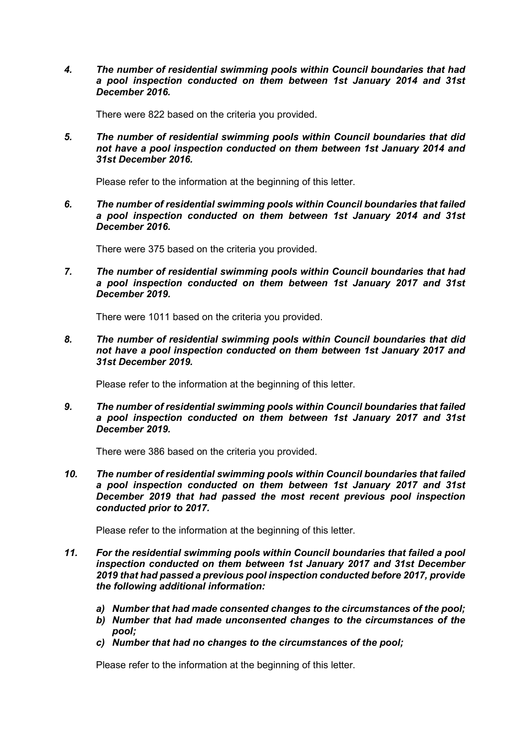*4. The number of residential swimming pools within Council boundaries that had a pool inspection conducted on them between 1st January 2014 and 31st December 2016.*

There were 822 based on the criteria you provided.

*5. The number of residential swimming pools within Council boundaries that did not have a pool inspection conducted on them between 1st January 2014 and 31st December 2016.*

Please refer to the information at the beginning of this letter.

*6. The number of residential swimming pools within Council boundaries that failed a pool inspection conducted on them between 1st January 2014 and 31st December 2016.*

There were 375 based on the criteria you provided.

*7. The number of residential swimming pools within Council boundaries that had a pool inspection conducted on them between 1st January 2017 and 31st December 2019.*

There were 1011 based on the criteria you provided.

*8. The number of residential swimming pools within Council boundaries that did not have a pool inspection conducted on them between 1st January 2017 and 31st December 2019.*

Please refer to the information at the beginning of this letter.

*9. The number of residential swimming pools within Council boundaries that failed a pool inspection conducted on them between 1st January 2017 and 31st December 2019.*

There were 386 based on the criteria you provided.

*10. The number of residential swimming pools within Council boundaries that failed a pool inspection conducted on them between 1st January 2017 and 31st December 2019 that had passed the most recent previous pool inspection conducted prior to 2017.*

Please refer to the information at the beginning of this letter.

*11. For the residential swimming pools within Council boundaries that failed a pool inspection conducted on them between 1st January 2017 and 31st December 2019 that had passed a previous pool inspection conducted before 2017, provide the following additional information:*

*a) Number that had made consented changes to the circumstances of the pool;*
*b) Number that had made unconsented changes to the circumstances of the pool;*
*c) Number that had no changes to the circumstances of the pool;*

Please refer to the information at the beginning of this letter.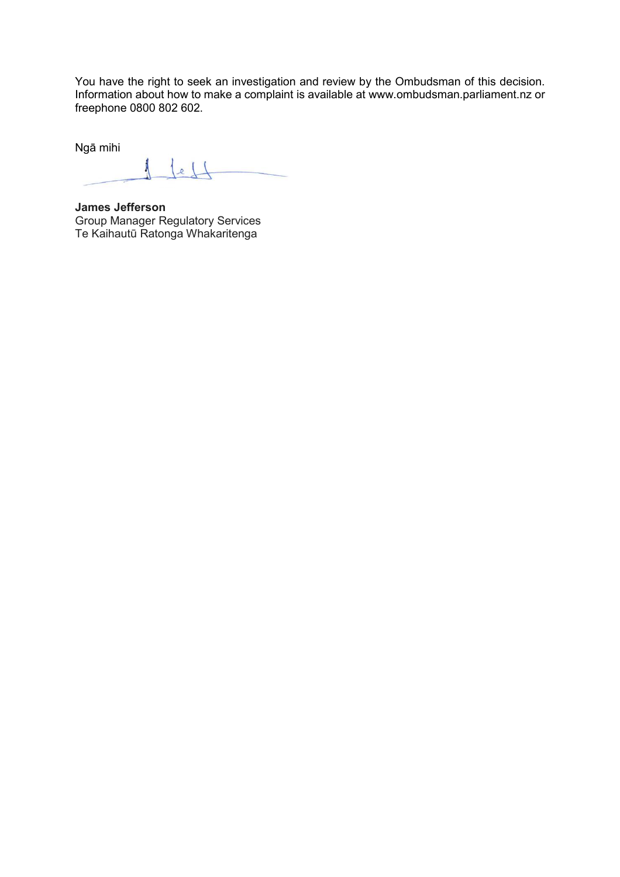You have the right to seek an investigation and review by the Ombudsman of this decision. Information about how to make a complaint is available at www.ombudsman.parliament.nz or freephone 0800 802 602.

Ngā mihi

**James Jefferson**
Group Manager Regulatory Services
Te Kaihautū Ratonga Whakaritenga